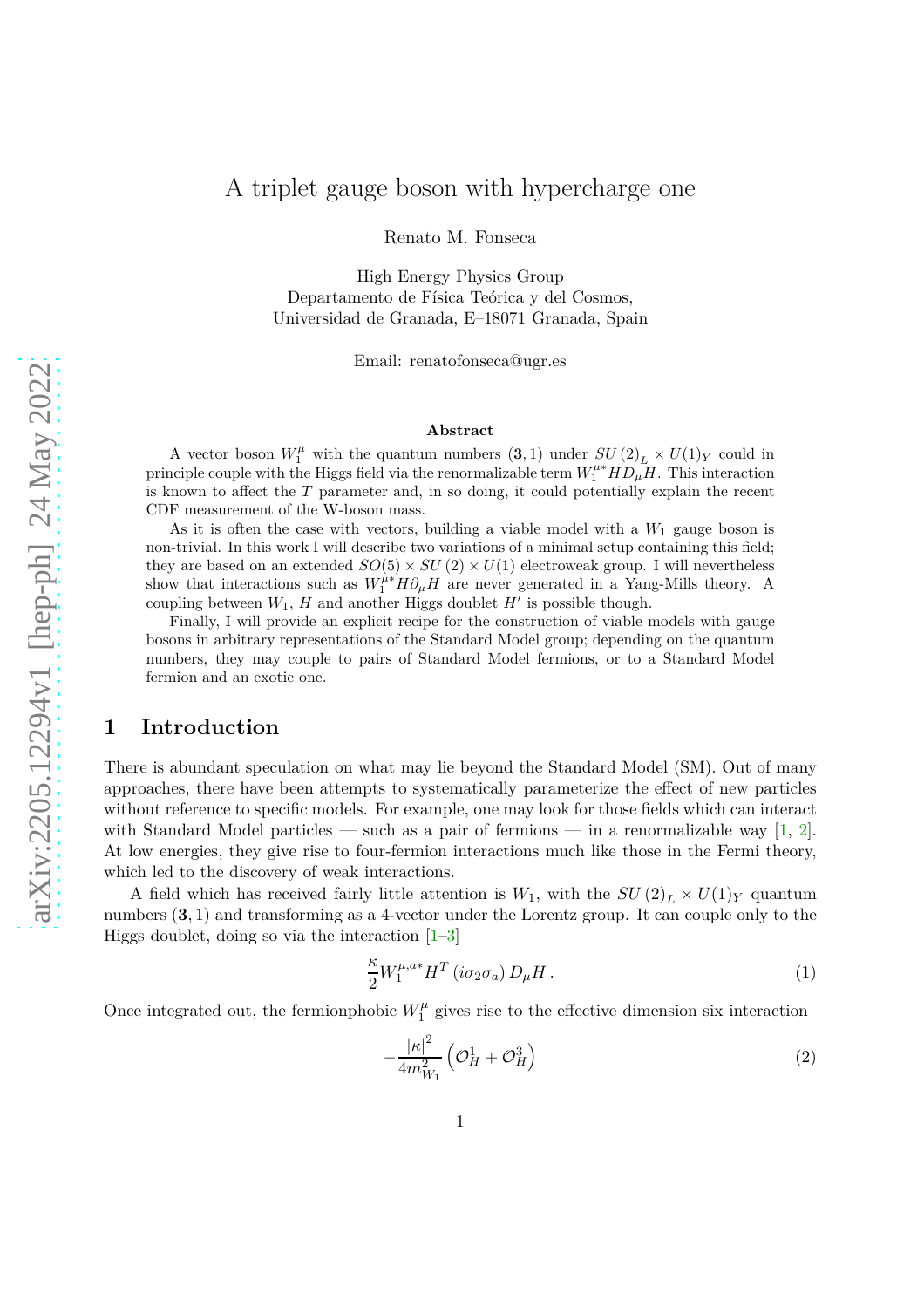# A triplet gauge boson with hypercharge one

Renato M. Fonseca

High Energy Physics Group
Departamento de Física Teórica y del Cosmos,
Universidad de Granada, E–18071 Granada, Spain

Email: renatofonseca@ugr.es

## Abstract

A vector boson $W_1^\mu$ with the quantum numbers $(\mathbf{3},1)$ under $SU(2)_L \times U(1)_Y$ could in principle couple with the Higgs field via the renormalizable term $W_1^{\mu *} H D_\mu H$. This interaction is known to affect the $T$ parameter and, in so doing, it could potentially explain the recent CDF measurement of the W-boson mass.

As it is often the case with vectors, building a viable model with a $W_1$ gauge boson is non-trivial. In this work I will describe two variations of a minimal setup containing this field; they are based on an extended $SO(5) \times SU(2) \times U(1)$ electroweak group. I will nevertheless show that interactions such as $W_1^{\mu *} H \partial_\mu H$ are never generated in a Yang-Mills theory. A coupling between $W_1$, $H$ and another Higgs doublet $H'$ is possible though.

Finally, I will provide an explicit recipe for the construction of viable models with gauge bosons in arbitrary representations of the Standard Model group; depending on the quantum numbers, they may couple to pairs of Standard Model fermions, or to a Standard Model fermion and an exotic one.

## 1 Introduction

There is abundant speculation on what may lie beyond the Standard Model (SM). Out of many approaches, there have been attempts to systematically parameterize the effect of new particles without reference to specific models. For example, one may look for those fields which can interact with Standard Model particles — such as a pair of fermions — in a renormalizable way [1, 2]. At low energies, they give rise to four-fermion interactions much like those in the Fermi theory, which led to the discovery of weak interactions.

A field which has received fairly little attention is $W_1$, with the $SU(2)_L \times U(1)_Y$ quantum numbers $(\mathbf{3},1)$ and transforming as a 4-vector under the Lorentz group. It can couple only to the Higgs doublet, doing so via the interaction [1–3]

$$\frac{\kappa}{2} W_1^{\mu,a*} H^T \left(i\sigma_2 \sigma_a\right) D_\mu H\,. \tag{1}$$

Once integrated out, the fermionphobic $W_1^\mu$ gives rise to the effective dimension six interaction

$$-\frac{|\kappa|^2}{4m_{W_1}^2}\left(\mathcal{O}_H^1 + \mathcal{O}_H^3\right) \tag{2}$$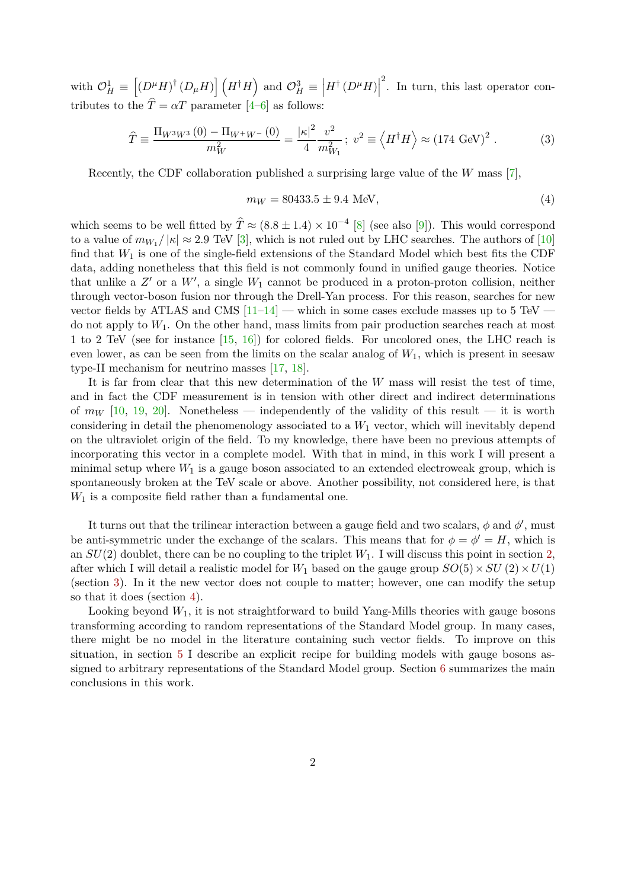with $\mathcal{O}_H^1 \equiv \left[\left(D^\mu H\right)^\dagger \left(D_\mu H\right)\right]\left(H^\dagger H\right)$ and $\mathcal{O}_H^3 \equiv \left|H^\dagger \left(D^\mu H\right)\right|^2$. In turn, this last operator contributes to the $\widehat{T} = \alpha T$ parameter [4–6] as follows:

$$\widehat{T} \equiv \frac{\Pi_{W^3 W^3}\left(0\right) - \Pi_{W^+ W^-}\left(0\right)}{m_W^2} = \frac{\left|\kappa\right|^2}{4}\frac{v^2}{m_{W_1}^2}\,;\; v^2 \equiv \left\langle H^\dagger H \right\rangle \approx \left(174\text{ GeV}\right)^2 . \tag{3}$$

Recently, the CDF collaboration published a surprising large value of the $W$ mass [7],

$$m_W = 80433.5 \pm 9.4\text{ MeV}, \tag{4}$$

which seems to be well fitted by $\widehat{T} \approx (8.8 \pm 1.4) \times 10^{-4}$ [8] (see also [9]). This would correspond to a value of $m_{W_1}/\left|\kappa\right| \approx 2.9$ TeV [3], which is not ruled out by LHC searches. The authors of [10] find that $W_1$ is one of the single-field extensions of the Standard Model which best fits the CDF data, adding nonetheless that this field is not commonly found in unified gauge theories. Notice that unlike a $Z'$ or a $W'$, a single $W_1$ cannot be produced in a proton-proton collision, neither through vector-boson fusion nor through the Drell-Yan process. For this reason, searches for new vector fields by ATLAS and CMS [11–14] — which in some cases exclude masses up to 5 TeV — do not apply to $W_1$. On the other hand, mass limits from pair production searches reach at most 1 to 2 TeV (see for instance [15, 16]) for colored fields. For uncolored ones, the LHC reach is even lower, as can be seen from the limits on the scalar analog of $W_1$, which is present in seesaw type-II mechanism for neutrino masses [17, 18].

It is far from clear that this new determination of the $W$ mass will resist the test of time, and in fact the CDF measurement is in tension with other direct and indirect determinations of $m_W$ [10, 19, 20]. Nonetheless — independently of the validity of this result — it is worth considering in detail the phenomenology associated to a $W_1$ vector, which will inevitably depend on the ultraviolet origin of the field. To my knowledge, there have been no previous attempts of incorporating this vector in a complete model. With that in mind, in this work I will present a minimal setup where $W_1$ is a gauge boson associated to an extended electroweak group, which is spontaneously broken at the TeV scale or above. Another possibility, not considered here, is that $W_1$ is a composite field rather than a fundamental one.

It turns out that the trilinear interaction between a gauge field and two scalars, $\phi$ and $\phi'$, must be anti-symmetric under the exchange of the scalars. This means that for $\phi = \phi' = H$, which is an $SU(2)$ doublet, there can be no coupling to the triplet $W_1$. I will discuss this point in section 2, after which I will detail a realistic model for $W_1$ based on the gauge group $SO(5) \times SU(2) \times U(1)$ (section 3). In it the new vector does not couple to matter; however, one can modify the setup so that it does (section 4).

Looking beyond $W_1$, it is not straightforward to build Yang-Mills theories with gauge bosons transforming according to random representations of the Standard Model group. In many cases, there might be no model in the literature containing such vector fields. To improve on this situation, in section 5 I describe an explicit recipe for building models with gauge bosons assigned to arbitrary representations of the Standard Model group. Section 6 summarizes the main conclusions in this work.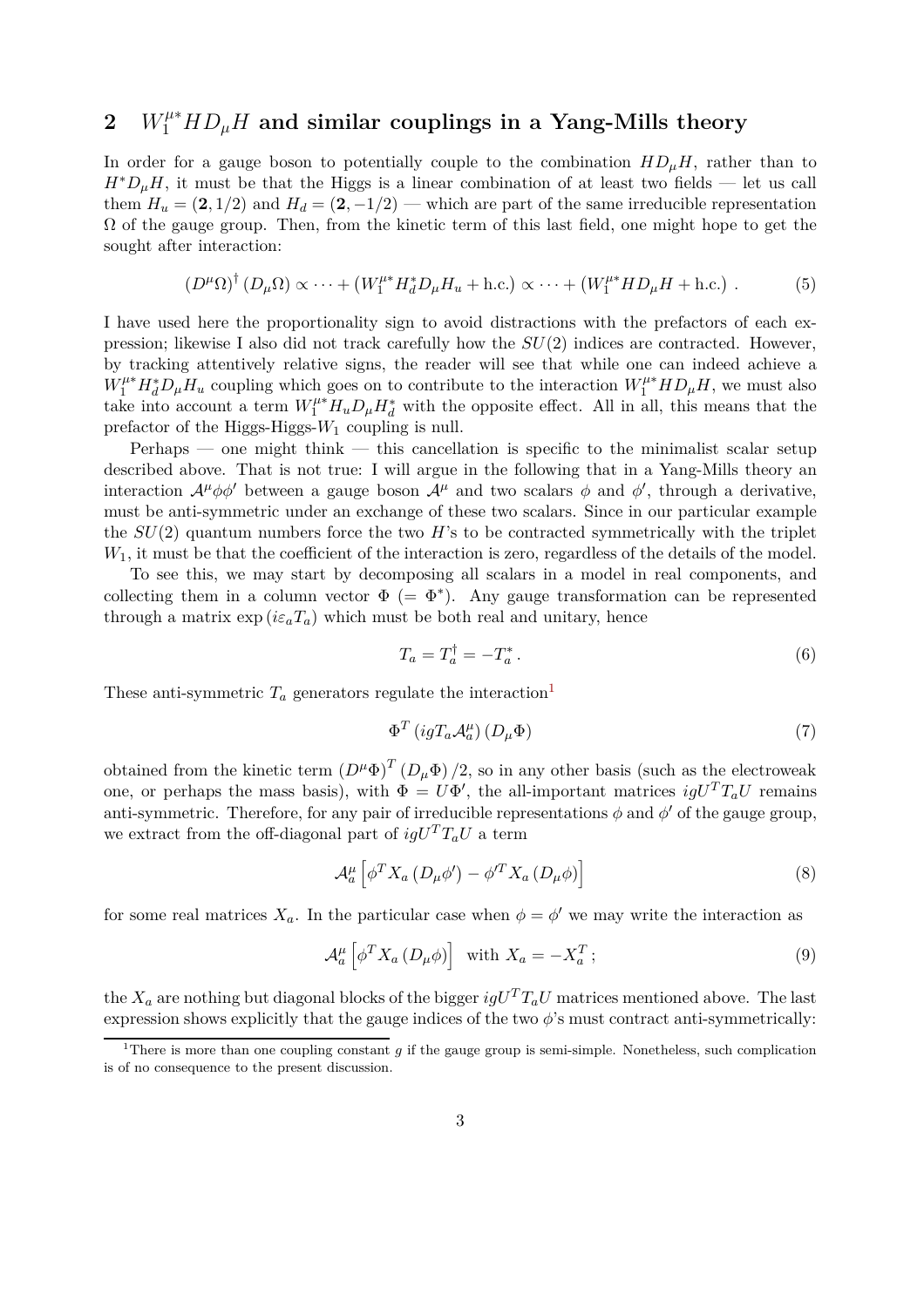## 2 $W_1^{\mu*} H D_\mu H$ and similar couplings in a Yang-Mills theory

In order for a gauge boson to potentially couple to the combination $HD_\mu H$, rather than to $H^* D_\mu H$, it must be that the Higgs is a linear combination of at least two fields — let us call them $H_u = (\mathbf{2}, 1/2)$ and $H_d = (\mathbf{2}, -1/2)$ — which are part of the same irreducible representation $\Omega$ of the gauge group. Then, from the kinetic term of this last field, one might hope to get the sought after interaction:

$$(D^\mu \Omega)^\dagger (D_\mu \Omega) \propto \cdots + \left(W_1^{\mu*} H_d^* D_\mu H_u + \text{h.c.}\right) \propto \cdots + \left(W_1^{\mu*} H D_\mu H + \text{h.c.}\right) . \tag{5}$$

I have used here the proportionality sign to avoid distractions with the prefactors of each expression; likewise I also did not track carefully how the $SU(2)$ indices are contracted. However, by tracking attentively relative signs, the reader will see that while one can indeed achieve a $W_1^{\mu*} H_d^* D_\mu H_u$ coupling which goes on to contribute to the interaction $W_1^{\mu*} H D_\mu H$, we must also take into account a term $W_1^{\mu*} H_u D_\mu H_d^*$ with the opposite effect. All in all, this means that the prefactor of the Higgs-Higgs-$W_1$ coupling is null.

Perhaps — one might think — this cancellation is specific to the minimalist scalar setup described above. That is not true: I will argue in the following that in a Yang-Mills theory an interaction $\mathcal{A}^\mu \phi \phi'$ between a gauge boson $\mathcal{A}^\mu$ and two scalars $\phi$ and $\phi'$, through a derivative, must be anti-symmetric under an exchange of these two scalars. Since in our particular example the $SU(2)$ quantum numbers force the two $H$'s to be contracted symmetrically with the triplet $W_1$, it must be that the coefficient of the interaction is zero, regardless of the details of the model.

To see this, we may start by decomposing all scalars in a model in real components, and collecting them in a column vector $\Phi$ $(= \Phi^*)$. Any gauge transformation can be represented through a matrix $\exp(i\varepsilon_a T_a)$ which must be both real and unitary, hence

$$T_a = T_a^\dagger = -T_a^* . \tag{6}$$

These anti-symmetric $T_a$ generators regulate the interaction[1]

$$\Phi^T \left(ig T_a \mathcal{A}_a^\mu\right) (D_\mu \Phi) \tag{7}$$

obtained from the kinetic term $(D^\mu \Phi)^T (D_\mu \Phi)/2$, so in any other basis (such as the electroweak one, or perhaps the mass basis), with $\Phi = U\Phi'$, the all-important matrices $igU^T T_a U$ remains anti-symmetric. Therefore, for any pair of irreducible representations $\phi$ and $\phi'$ of the gauge group, we extract from the off-diagonal part of $igU^T T_a U$ a term

$$\mathcal{A}_a^\mu \left[\phi^T X_a (D_\mu \phi') - \phi'^T X_a (D_\mu \phi)\right] \tag{8}$$

for some real matrices $X_a$. In the particular case when $\phi = \phi'$ we may write the interaction as

$$\mathcal{A}_a^\mu \left[\phi^T X_a (D_\mu \phi)\right] \quad \text{with } X_a = -X_a^T ; \tag{9}$$

the $X_a$ are nothing but diagonal blocks of the bigger $igU^T T_a U$ matrices mentioned above. The last expression shows explicitly that the gauge indices of the two $\phi$'s must contract anti-symmetrically:

[1] There is more than one coupling constant $g$ if the gauge group is semi-simple. Nonetheless, such complication is of no consequence to the present discussion.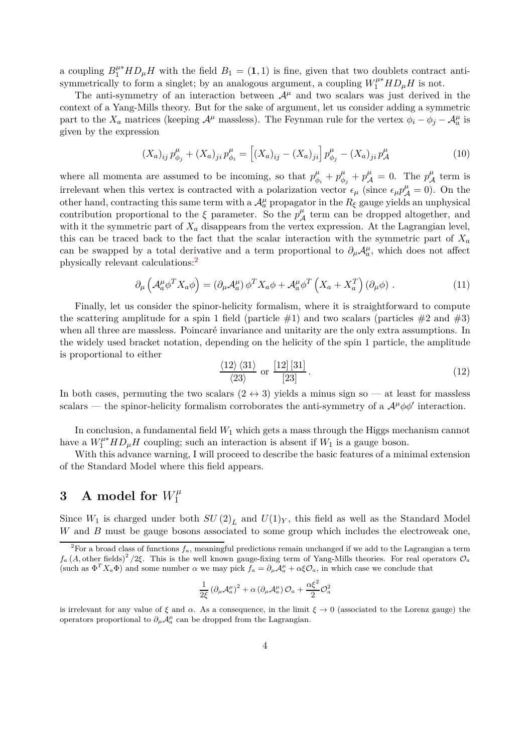a coupling $B_1^{\mu *} H D_\mu H$ with the field $B_1 = (\mathbf{1}, 1)$ is fine, given that two doublets contract anti-symmetrically to form a singlet; by an analogous argument, a coupling $W_1^{\mu *} H D_\mu H$ is not.

The anti-symmetry of an interaction between $\mathcal{A}^\mu$ and two scalars was just derived in the context of a Yang-Mills theory. But for the sake of argument, let us consider adding a symmetric part to the $X_a$ matrices (keeping $\mathcal{A}^\mu$ massless). The Feynman rule for the vertex $\phi_i - \phi_j - \mathcal{A}_a^\mu$ is given by the expression

$$\left(X_a\right)_{ij} p_{\phi_j}^\mu + \left(X_a\right)_{ji} p_{\phi_i}^\mu = \left[\left(X_a\right)_{ij} - \left(X_a\right)_{ji}\right] p_{\phi_j}^\mu - \left(X_a\right)_{ji} p_{\mathcal{A}}^\mu \tag{10}$$

where all momenta are assumed to be incoming, so that $p_{\phi_i}^\mu + p_{\phi_j}^\mu + p_{\mathcal{A}}^\mu = 0$. The $p_{\mathcal{A}}^\mu$ term is irrelevant when this vertex is contracted with a polarization vector $\epsilon_\mu$ (since $\epsilon_\mu p_{\mathcal{A}}^\mu = 0$). On the other hand, contracting this same term with a $\mathcal{A}_a^\mu$ propagator in the $R_\xi$ gauge yields an unphysical contribution proportional to the $\xi$ parameter. So the $p_{\mathcal{A}}^\mu$ term can be dropped altogether, and with it the symmetric part of $X_a$ disappears from the vertex expression. At the Lagrangian level, this can be traced back to the fact that the scalar interaction with the symmetric part of $X_a$ can be swapped by a total derivative and a term proportional to $\partial_\mu \mathcal{A}_a^\mu$, which does not affect physically relevant calculations:[2]

$$\partial_\mu \left(\mathcal{A}_a^\mu \phi^T X_a \phi\right) = \left(\partial_\mu \mathcal{A}_a^\mu\right) \phi^T X_a \phi + \mathcal{A}_a^\mu \phi^T \left(X_a + X_a^T\right) \left(\partial_\mu \phi\right) . \tag{11}$$

Finally, let us consider the spinor-helicity formalism, where it is straightforward to compute the scattering amplitude for a spin 1 field (particle #1) and two scalars (particles #2 and #3) when all three are massless. Poincaré invariance and unitarity are the only extra assumptions. In the widely used bracket notation, depending on the helicity of the spin 1 particle, the amplitude is proportional to either

$$\frac{\langle 12 \rangle \langle 31 \rangle}{\langle 23 \rangle} \text{ or } \frac{[12]\,[31]}{[23]} . \tag{12}$$

In both cases, permuting the two scalars ($2 \leftrightarrow 3$) yields a minus sign so — at least for massless scalars — the spinor-helicity formalism corroborates the anti-symmetry of a $\mathcal{A}^\mu \phi \phi'$ interaction.

In conclusion, a fundamental field $W_1$ which gets a mass through the Higgs mechanism cannot have a $W_1^{\mu *} H D_\mu H$ coupling; such an interaction is absent if $W_1$ is a gauge boson.

With this advance warning, I will proceed to describe the basic features of a minimal extension of the Standard Model where this field appears.

# 3 A model for $W_1^\mu$

Since $W_1$ is charged under both $SU(2)_L$ and $U(1)_Y$, this field as well as the Standard Model $W$ and $B$ must be gauge bosons associated to some group which includes the electroweak one,

---

[2] For a broad class of functions $f_a$, meaningful predictions remain unchanged if we add to the Lagrangian a term $f_a\left(A, \text{other fields}\right)^2/2\xi$. This is the well known gauge-fixing term of Yang-Mills theories. For real operators $\mathcal{O}_a$ (such as $\Phi^T X_a \Phi$) and some number $\alpha$ we may pick $f_a = \partial_\mu \mathcal{A}_a^\mu + \alpha \xi \mathcal{O}_a$, in which case we conclude that

$$\frac{1}{2\xi}\left(\partial_\mu \mathcal{A}_a^\mu\right)^2 + \alpha \left(\partial_\mu \mathcal{A}_a^\mu\right) \mathcal{O}_a + \frac{\alpha \xi^2}{2} \mathcal{O}_a^2$$

is irrelevant for any value of $\xi$ and $\alpha$. As a consequence, in the limit $\xi \to 0$ (associated to the Lorenz gauge) the operators proportional to $\partial_\mu \mathcal{A}_a^\mu$ can be dropped from the Lagrangian.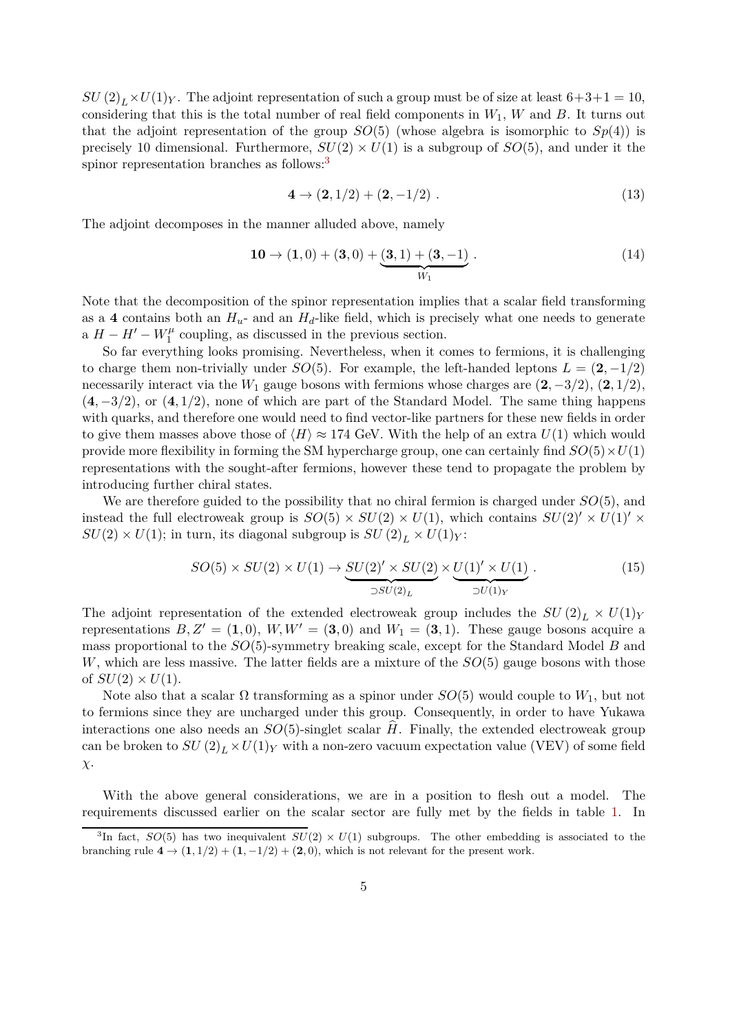$SU(2)_L \times U(1)_Y$. The adjoint representation of such a group must be of size at least $6+3+1=10$, considering that this is the total number of real field components in $W_1$, $W$ and $B$. It turns out that the adjoint representation of the group $SO(5)$ (whose algebra is isomorphic to $Sp(4)$) is precisely 10 dimensional. Furthermore, $SU(2)\times U(1)$ is a subgroup of $SO(5)$, and under it the spinor representation branches as follows:[3]

$$\mathbf{4} \rightarrow (\mathbf{2}, 1/2) + (\mathbf{2}, -1/2) \; . \tag{13}$$

The adjoint decomposes in the manner alluded above, namely

$$\mathbf{10} \rightarrow (\mathbf{1}, 0) + (\mathbf{3}, 0) + \underbrace{(\mathbf{3}, 1) + (\mathbf{3}, -1)}_{W_1} \; . \tag{14}$$

Note that the decomposition of the spinor representation implies that a scalar field transforming as a $\mathbf{4}$ contains both an $H_u$- and an $H_d$-like field, which is precisely what one needs to generate a $H - H' - W_1^\mu$ coupling, as discussed in the previous section.

So far everything looks promising. Nevertheless, when it comes to fermions, it is challenging to charge them non-trivially under $SO(5)$. For example, the left-handed leptons $L = (\mathbf{2}, -1/2)$ necessarily interact via the $W_1$ gauge bosons with fermions whose charges are $(\mathbf{2}, -3/2)$, $(\mathbf{2}, 1/2)$, $(\mathbf{4}, -3/2)$, or $(\mathbf{4}, 1/2)$, none of which are part of the Standard Model. The same thing happens with quarks, and therefore one would need to find vector-like partners for these new fields in order to give them masses above those of $\langle H \rangle \approx 174$ GeV. With the help of an extra $U(1)$ which would provide more flexibility in forming the SM hypercharge group, one can certainly find $SO(5)\times U(1)$ representations with the sought-after fermions, however these tend to propagate the problem by introducing further chiral states.

We are therefore guided to the possibility that no chiral fermion is charged under $SO(5)$, and instead the full electroweak group is $SO(5) \times SU(2) \times U(1)$, which contains $SU(2)' \times U(1)' \times SU(2) \times U(1)$; in turn, its diagonal subgroup is $SU(2)_L \times U(1)_Y$:

$$SO(5) \times SU(2) \times U(1) \rightarrow \underbrace{SU(2)' \times SU(2)}_{\supset SU(2)_L} \times \underbrace{U(1)' \times U(1)}_{\supset U(1)_Y} \; . \tag{15}$$

The adjoint representation of the extended electroweak group includes the $SU(2)_L \times U(1)_Y$ representations $B, Z' = (\mathbf{1}, 0)$, $W, W' = (\mathbf{3}, 0)$ and $W_1 = (\mathbf{3}, 1)$. These gauge bosons acquire a mass proportional to the $SO(5)$-symmetry breaking scale, except for the Standard Model $B$ and $W$, which are less massive. The latter fields are a mixture of the $SO(5)$ gauge bosons with those of $SU(2)\times U(1)$.

Note also that a scalar $\Omega$ transforming as a spinor under $SO(5)$ would couple to $W_1$, but not to fermions since they are uncharged under this group. Consequently, in order to have Yukawa interactions one also needs an $SO(5)$-singlet scalar $\widehat{H}$. Finally, the extended electroweak group can be broken to $SU(2)_L \times U(1)_Y$ with a non-zero vacuum expectation value (VEV) of some field $\chi$.

With the above general considerations, we are in a position to flesh out a model. The requirements discussed earlier on the scalar sector are fully met by the fields in table 1. In

[3] In fact, $SO(5)$ has two inequivalent $SU(2)\times U(1)$ subgroups. The other embedding is associated to the branching rule $\mathbf{4} \rightarrow (\mathbf{1}, 1/2) + (\mathbf{1}, -1/2) + (\mathbf{2}, 0)$, which is not relevant for the present work.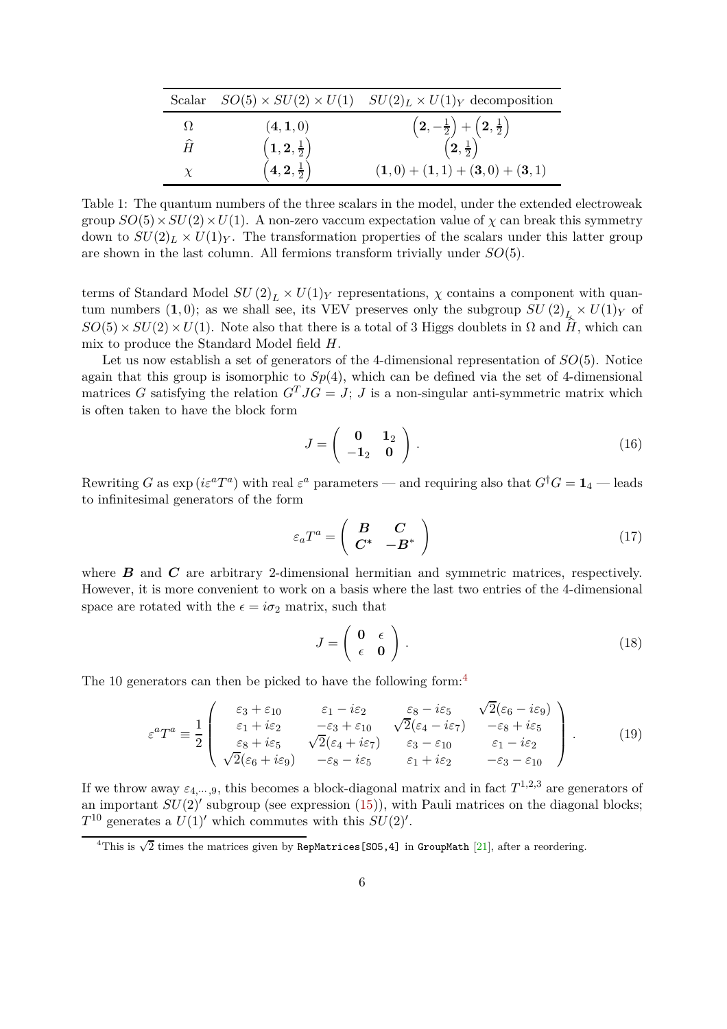| Scalar | $SO(5)\times SU(2)\times U(1)$ | $SU(2)_L\times U(1)_Y$ decomposition |
|---|---|---|
| $\Omega$ | $(\mathbf{4},\mathbf{1},0)$ | $\left(\mathbf{2},-\frac{1}{2}\right)+\left(\mathbf{2},\frac{1}{2}\right)$ |
| $\widehat{H}$ | $\left(\mathbf{1},\mathbf{2},\frac{1}{2}\right)$ | $\left(\mathbf{2},\frac{1}{2}\right)$ |
| $\chi$ | $\left(\mathbf{4},\mathbf{2},\frac{1}{2}\right)$ | $(\mathbf{1},0)+(\mathbf{1},1)+(\mathbf{3},0)+(\mathbf{3},1)$ |

Table 1: The quantum numbers of the three scalars in the model, under the extended electroweak group $SO(5)\times SU(2)\times U(1)$. A non-zero vaccum expectation value of $\chi$ can break this symmetry down to $SU(2)_L\times U(1)_Y$. The transformation properties of the scalars under this latter group are shown in the last column. All fermions transform trivially under $SO(5)$.

terms of Standard Model $SU(2)_L\times U(1)_Y$ representations, $\chi$ contains a component with quantum numbers $(\mathbf{1},0)$; as we shall see, its VEV preserves only the subgroup $SU(2)_L\times U(1)_Y$ of $SO(5)\times SU(2)\times U(1)$. Note also that there is a total of 3 Higgs doublets in $\Omega$ and $\widehat{H}$, which can mix to produce the Standard Model field $H$.

Let us now establish a set of generators of the 4-dimensional representation of $SO(5)$. Notice again that this group is isomorphic to $Sp(4)$, which can be defined via the set of 4-dimensional matrices $G$ satisfying the relation $G^T J G = J$; $J$ is a non-singular anti-symmetric matrix which is often taken to have the block form

$$J=\begin{pmatrix}\mathbf{0} & \mathbf{1}_2\\ -\mathbf{1}_2 & \mathbf{0}\end{pmatrix}. \tag{16}$$

Rewriting $G$ as $\exp\left(i\varepsilon^a T^a\right)$ with real $\varepsilon^a$ parameters — and requiring also that $G^\dagger G=\mathbf{1}_4$ — leads to infinitesimal generators of the form

$$\varepsilon_a T^a=\begin{pmatrix}\boldsymbol{B} & \boldsymbol{C}\\ \boldsymbol{C}^* & -\boldsymbol{B}^*\end{pmatrix} \tag{17}$$

where $\boldsymbol{B}$ and $\boldsymbol{C}$ are arbitrary 2-dimensional hermitian and symmetric matrices, respectively. However, it is more convenient to work on a basis where the last two entries of the 4-dimensional space are rotated with the $\epsilon=i\sigma_2$ matrix, such that

$$J=\begin{pmatrix}\mathbf{0} & \epsilon\\ \epsilon & \mathbf{0}\end{pmatrix}. \tag{18}$$

The 10 generators can then be picked to have the following form:[4]

$$\varepsilon^a T^a\equiv\frac{1}{2}\begin{pmatrix}\varepsilon_3+\varepsilon_{10} & \varepsilon_1-i\varepsilon_2 & \varepsilon_8-i\varepsilon_5 & \sqrt{2}(\varepsilon_6-i\varepsilon_9)\\ \varepsilon_1+i\varepsilon_2 & -\varepsilon_3+\varepsilon_{10} & \sqrt{2}(\varepsilon_4-i\varepsilon_7) & -\varepsilon_8+i\varepsilon_5\\ \varepsilon_8+i\varepsilon_5 & \sqrt{2}(\varepsilon_4+i\varepsilon_7) & \varepsilon_3-\varepsilon_{10} & \varepsilon_1-i\varepsilon_2\\ \sqrt{2}(\varepsilon_6+i\varepsilon_9) & -\varepsilon_8-i\varepsilon_5 & \varepsilon_1+i\varepsilon_2 & -\varepsilon_3-\varepsilon_{10}\end{pmatrix}. \tag{19}$$

If we throw away $\varepsilon_{4,\cdots,9}$, this becomes a block-diagonal matrix and in fact $T^{1,2,3}$ are generators of an important $SU(2)'$ subgroup (see expression (15)), with Pauli matrices on the diagonal blocks; $T^{10}$ generates a $U(1)'$ which commutes with this $SU(2)'$.

[4] This is $\sqrt{2}$ times the matrices given by `RepMatrices[SO5,4]` in `GroupMath` [21], after a reordering.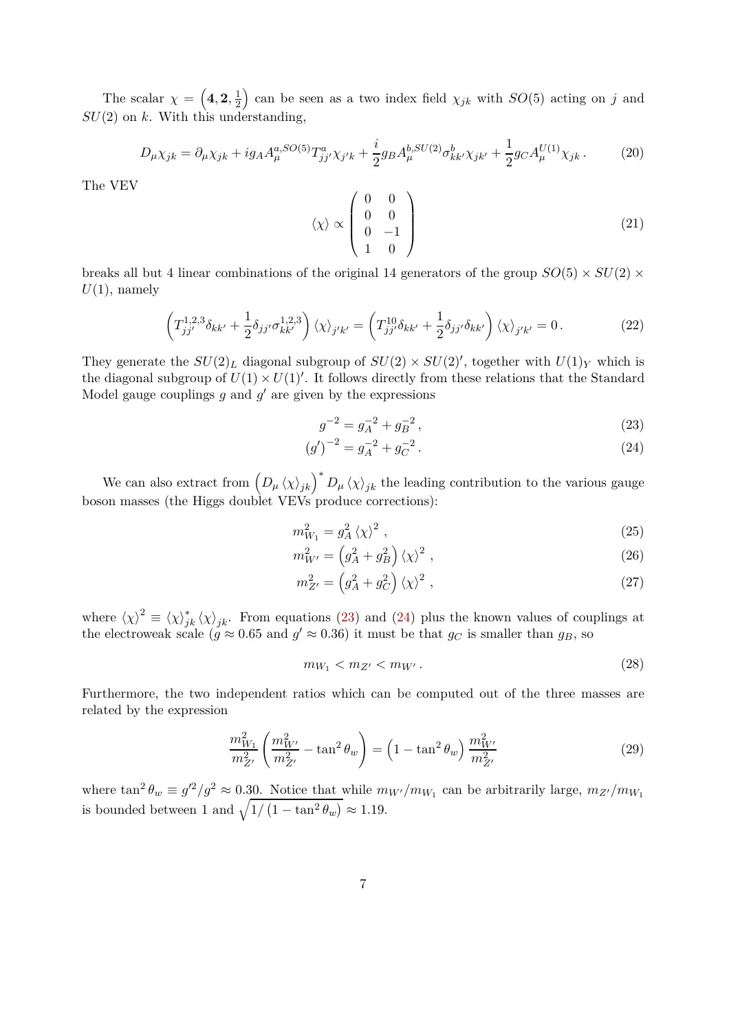The scalar $\chi = \left(\mathbf{4}, \mathbf{2}, \frac{1}{2}\right)$ can be seen as a two index field $\chi_{jk}$ with $SO(5)$ acting on $j$ and $SU(2)$ on $k$. With this understanding,

$$
D_\mu \chi_{jk} = \partial_\mu \chi_{jk} + i g_A A_\mu^{a,SO(5)} T^a_{jj'} \chi_{j'k} + \frac{i}{2} g_B A_\mu^{b,SU(2)} \sigma^b_{kk'} \chi_{jk'} + \frac{1}{2} g_C A_\mu^{U(1)} \chi_{jk} \,. \tag{20}
$$

The VEV

$$
\langle \chi \rangle \propto \begin{pmatrix} 0 & 0 \\ 0 & 0 \\ 0 & -1 \\ 1 & 0 \end{pmatrix} \tag{21}
$$

breaks all but 4 linear combinations of the original 14 generators of the group $SO(5) \times SU(2) \times U(1)$, namely

$$
\left( T^{1,2,3}_{jj'} \delta_{kk'} + \frac{1}{2} \delta_{jj'} \sigma^{1,2,3}_{kk'} \right) \langle \chi \rangle_{j'k'} = \left( T^{10}_{jj'} \delta_{kk'} + \frac{1}{2} \delta_{jj'} \delta_{kk'} \right) \langle \chi \rangle_{j'k'} = 0 \,. \tag{22}
$$

They generate the $SU(2)_L$ diagonal subgroup of $SU(2) \times SU(2)'$, together with $U(1)_Y$ which is the diagonal subgroup of $U(1) \times U(1)'$. It follows directly from these relations that the Standard Model gauge couplings $g$ and $g'$ are given by the expressions

$$
g^{-2} = g_A^{-2} + g_B^{-2} \,, \tag{23}
$$

$$
(g')^{-2} = g_A^{-2} + g_C^{-2} \,. \tag{24}
$$

We can also extract from $\left(D_\mu \langle \chi \rangle_{jk}\right)^* D_\mu \langle \chi \rangle_{jk}$ the leading contribution to the various gauge boson masses (the Higgs doublet VEVs produce corrections):

$$
m_{W_1}^2 = g_A^2 \langle \chi \rangle^2 \,, \tag{25}
$$

$$
m_{W'}^2 = \left( g_A^2 + g_B^2 \right) \langle \chi \rangle^2 \,, \tag{26}
$$

$$
m_{Z'}^2 = \left( g_A^2 + g_C^2 \right) \langle \chi \rangle^2 \,, \tag{27}
$$

where $\langle \chi \rangle^2 \equiv \langle \chi \rangle^*_{jk} \langle \chi \rangle_{jk}$. From equations (23) and (24) plus the known values of couplings at the electroweak scale ($g \approx 0.65$ and $g' \approx 0.36$) it must be that $g_C$ is smaller than $g_B$, so

$$
m_{W_1} < m_{Z'} < m_{W'} \,. \tag{28}
$$

Furthermore, the two independent ratios which can be computed out of the three masses are related by the expression

$$
\frac{m_{W_1}^2}{m_{Z'}^2} \left( \frac{m_{W'}^2}{m_{Z'}^2} - \tan^2 \theta_w \right) = \left( 1 - \tan^2 \theta_w \right) \frac{m_{W'}^2}{m_{Z'}^2} \tag{29}
$$

where $\tan^2 \theta_w \equiv g'^2/g^2 \approx 0.30$. Notice that while $m_{W'}/m_{W_1}$ can be arbitrarily large, $m_{Z'}/m_{W_1}$ is bounded between 1 and $\sqrt{1/\left(1 - \tan^2 \theta_w\right)} \approx 1.19$.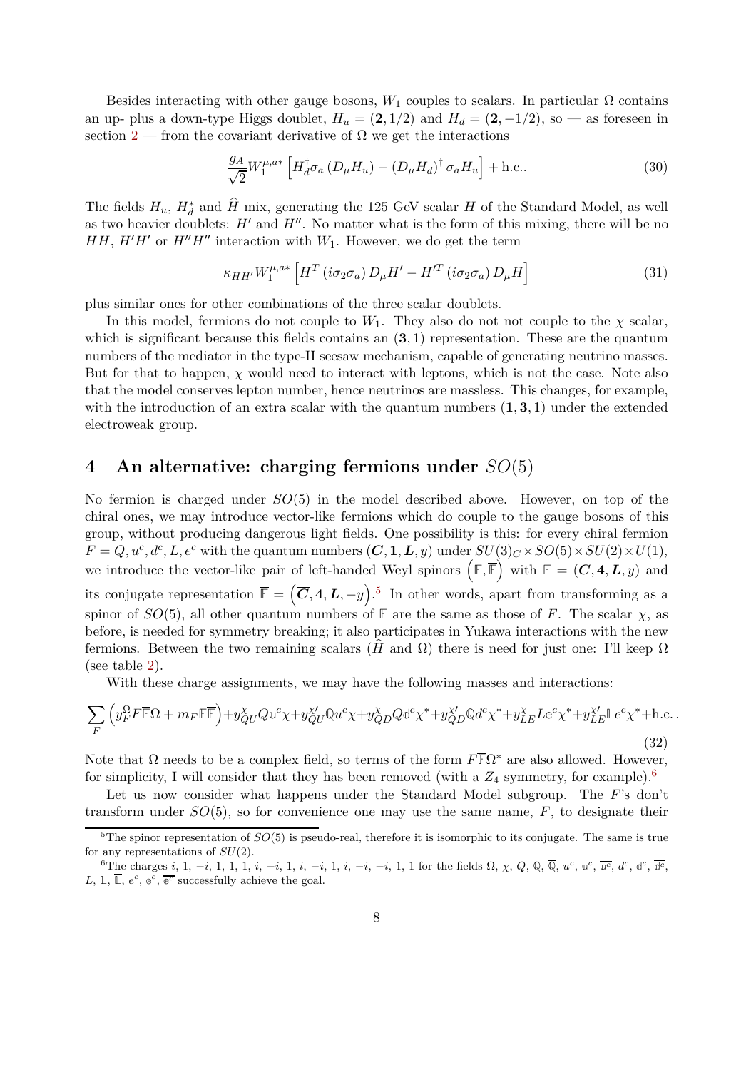Besides interacting with other gauge bosons, $W_1$ couples to scalars. In particular $\Omega$ contains an up- plus a down-type Higgs doublet, $H_u = (\mathbf{2}, 1/2)$ and $H_d = (\mathbf{2}, -1/2)$, so — as foreseen in section 2 — from the covariant derivative of $\Omega$ we get the interactions

$$\frac{g_A}{\sqrt{2}} W_1^{\mu,a*} \left[ H_d^\dagger \sigma_a \left( D_\mu H_u \right) - \left( D_\mu H_d \right)^\dagger \sigma_a H_u \right] + \text{h.c.}. \tag{30}$$

The fields $H_u$, $H_d^*$ and $\widehat{H}$ mix, generating the 125 GeV scalar $H$ of the Standard Model, as well as two heavier doublets: $H'$ and $H''$. No matter what is the form of this mixing, there will be no $HH$, $H'H'$ or $H''H''$ interaction with $W_1$. However, we do get the term

$$\kappa_{HH'} W_1^{\mu,a*} \left[ H^T \left( i\sigma_2 \sigma_a \right) D_\mu H' - H'^T \left( i\sigma_2 \sigma_a \right) D_\mu H \right] \tag{31}$$

plus similar ones for other combinations of the three scalar doublets.

In this model, fermions do not couple to $W_1$. They also do not not couple to the $\chi$ scalar, which is significant because this fields contains an $(\mathbf{3}, 1)$ representation. These are the quantum numbers of the mediator in the type-II seesaw mechanism, capable of generating neutrino masses. But for that to happen, $\chi$ would need to interact with leptons, which is not the case. Note also that the model conserves lepton number, hence neutrinos are massless. This changes, for example, with the introduction of an extra scalar with the quantum numbers $(\mathbf{1}, \mathbf{3}, 1)$ under the extended electroweak group.

## 4 An alternative: charging fermions under $SO(5)$

No fermion is charged under $SO(5)$ in the model described above. However, on top of the chiral ones, we may introduce vector-like fermions which do couple to the gauge bosons of this group, without producing dangerous light fields. One possibility is this: for every chiral fermion $F = Q, u^c, d^c, L, e^c$ with the quantum numbers $(\boldsymbol{C}, \mathbf{1}, \boldsymbol{L}, y)$ under $SU(3)_C \times SO(5) \times SU(2) \times U(1)$, we introduce the vector-like pair of left-handed Weyl spinors $\left(\mathbb{F}, \overline{\mathbb{F}}\right)$ with $\mathbb{F} = (\boldsymbol{C}, \mathbf{4}, \boldsymbol{L}, y)$ and its conjugate representation $\overline{\mathbb{F}} = \left(\overline{\boldsymbol{C}}, \mathbf{4}, \boldsymbol{L}, -y\right)$.[5] In other words, apart from transforming as a spinor of $SO(5)$, all other quantum numbers of $\mathbb{F}$ are the same as those of $F$. The scalar $\chi$, as before, is needed for symmetry breaking; it also participates in Yukawa interactions with the new fermions. Between the two remaining scalars ($\widehat{H}$ and $\Omega$) there is need for just one: I'll keep $\Omega$ (see table 2).

With these charge assignments, we may have the following masses and interactions:

$$\sum_F \left( y_F^\Omega F \overline{\mathbb{F}} \Omega + m_F \mathbb{F} \overline{\mathbb{F}} \right) + y_{QU}^\chi Q \mathbb{u}^c \chi + y_{QU}^{\chi\prime} \mathbb{Q} u^c \chi + y_{QD}^\chi Q \mathbb{d}^c \chi^* + y_{QD}^{\chi\prime} \mathbb{Q} d^c \chi^* + y_{LE}^\chi L \mathbb{e}^c \chi^* + y_{LE}^{\chi\prime} \mathbb{L} e^c \chi^* + \text{h.c.}. \tag{32}$$

Note that $\Omega$ needs to be a complex field, so terms of the form $F\overline{\mathbb{F}}\Omega^*$ are also allowed. However, for simplicity, I will consider that they has been removed (with a $Z_4$ symmetry, for example).[6]

Let us now consider what happens under the Standard Model subgroup. The $F$'s don't transform under $SO(5)$, so for convenience one may use the same name, $F$, to designate their

[5] The spinor representation of $SO(5)$ is pseudo-real, therefore it is isomorphic to its conjugate. The same is true for any representations of $SU(2)$.

[6] The charges $i$, 1, $-i$, 1, 1, 1, $i$, $-i$, 1, $i$, $-i$, 1, $i$, $-i$, $-i$, 1, 1 for the fields $\Omega$, $\chi$, $Q$, $\mathbb{Q}$, $\overline{\mathbb{Q}}$, $u^c$, $\mathbb{u}^c$, $\overline{\mathbb{u}^c}$, $d^c$, $\mathbb{d}^c$, $\overline{\mathbb{d}^c}$, $L$, $\mathbb{L}$, $\overline{\mathbb{L}}$, $e^c$, $\mathbb{e}^c$, $\overline{\mathbb{e}^c}$ successfully achieve the goal.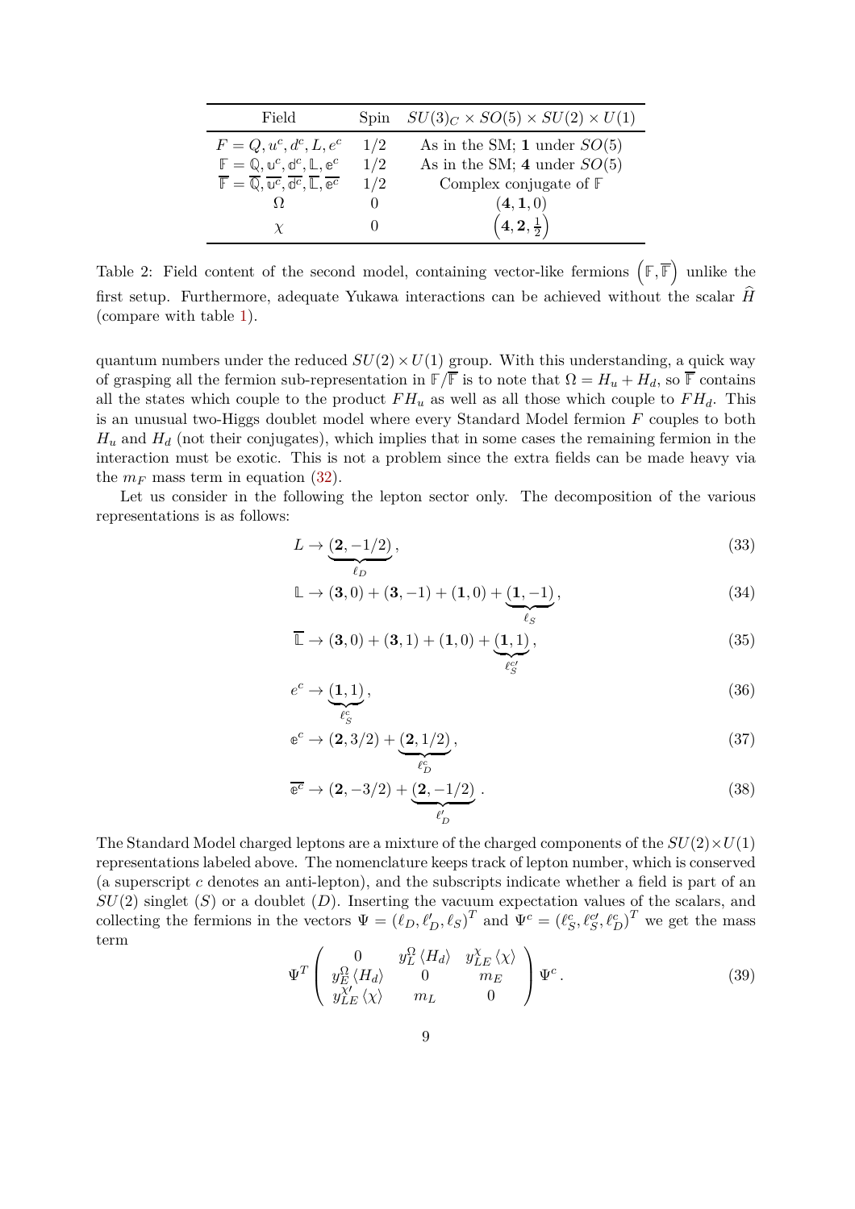| Field | Spin | $SU(3)_C \times SO(5) \times SU(2) \times U(1)$ |
|---|---|---|
| $F = Q, u^c, d^c, L, e^c$ | $1/2$ | As in the SM; $\mathbf{1}$ under $SO(5)$ |
| $\mathbb{F} = \mathbb{Q}, \mathbb{u}^c, \mathbb{d}^c, \mathbb{L}, \mathbb{e}^c$ | $1/2$ | As in the SM; $\mathbf{4}$ under $SO(5)$ |
| $\overline{\mathbb{F}} = \overline{\mathbb{Q}}, \overline{\mathbb{u}^c}, \overline{\mathbb{d}^c}, \overline{\mathbb{L}}, \overline{\mathbb{e}^c}$ | $1/2$ | Complex conjugate of $\mathbb{F}$ |
| $\Omega$ | $0$ | $(\mathbf{4}, \mathbf{1}, 0)$ |
| $\chi$ | $0$ | $\left(\mathbf{4}, \mathbf{2}, \frac{1}{2}\right)$ |

Table 2: Field content of the second model, containing vector-like fermions $\left(\mathbb{F}, \overline{\mathbb{F}}\right)$ unlike the first setup. Furthermore, adequate Yukawa interactions can be achieved without the scalar $\widehat{H}$ (compare with table 1).

quantum numbers under the reduced $SU(2) \times U(1)$ group. With this understanding, a quick way of grasping all the fermion sub-representation in $\mathbb{F}/\overline{\mathbb{F}}$ is to note that $\Omega = H_u + H_d$, so $\overline{\mathbb{F}}$ contains all the states which couple to the product $FH_u$ as well as all those which couple to $FH_d$. This is an unusual two-Higgs doublet model where every Standard Model fermion $F$ couples to both $H_u$ and $H_d$ (not their conjugates), which implies that in some cases the remaining fermion in the interaction must be exotic. This is not a problem since the extra fields can be made heavy via the $m_F$ mass term in equation (32).

Let us consider in the following the lepton sector only. The decomposition of the various representations is as follows:

$$L \to \underbrace{(\mathbf{2}, -1/2)}_{\ell_D}, \tag{33}$$

$$\mathbb{L} \to (\mathbf{3}, 0) + (\mathbf{3}, -1) + (\mathbf{1}, 0) + \underbrace{(\mathbf{1}, -1)}_{\ell_S}, \tag{34}$$

$$\overline{\mathbb{L}} \to (\mathbf{3}, 0) + (\mathbf{3}, 1) + (\mathbf{1}, 0) + \underbrace{(\mathbf{1}, 1)}_{\ell_S^{c\prime}}, \tag{35}$$

$$e^c \to \underbrace{(\mathbf{1}, 1)}_{\ell_S^c}, \tag{36}$$

$$\mathbb{e}^c \to (\mathbf{2}, 3/2) + \underbrace{(\mathbf{2}, 1/2)}_{\ell_D^c}, \tag{37}$$

$$\overline{\mathbb{e}^c} \to (\mathbf{2}, -3/2) + \underbrace{(\mathbf{2}, -1/2)}_{\ell_D^\prime}. \tag{38}$$

The Standard Model charged leptons are a mixture of the charged components of the $SU(2) \times U(1)$ representations labeled above. The nomenclature keeps track of lepton number, which is conserved (a superscript $c$ denotes an anti-lepton), and the subscripts indicate whether a field is part of an $SU(2)$ singlet ($S$) or a doublet ($D$). Inserting the vacuum expectation values of the scalars, and collecting the fermions in the vectors $\Psi = \left(\ell_D, \ell_D^\prime, \ell_S\right)^T$ and $\Psi^c = \left(\ell_S^c, \ell_S^{c\prime}, \ell_D^c\right)^T$ we get the mass term

$$\Psi^T \begin{pmatrix} 0 & y_L^\Omega \langle H_d \rangle & y_{LE}^\chi \langle \chi \rangle \\ y_E^\Omega \langle H_d \rangle & 0 & m_E \\ y_{LE}^{\chi\prime} \langle \chi \rangle & m_L & 0 \end{pmatrix} \Psi^c \,. \tag{39}$$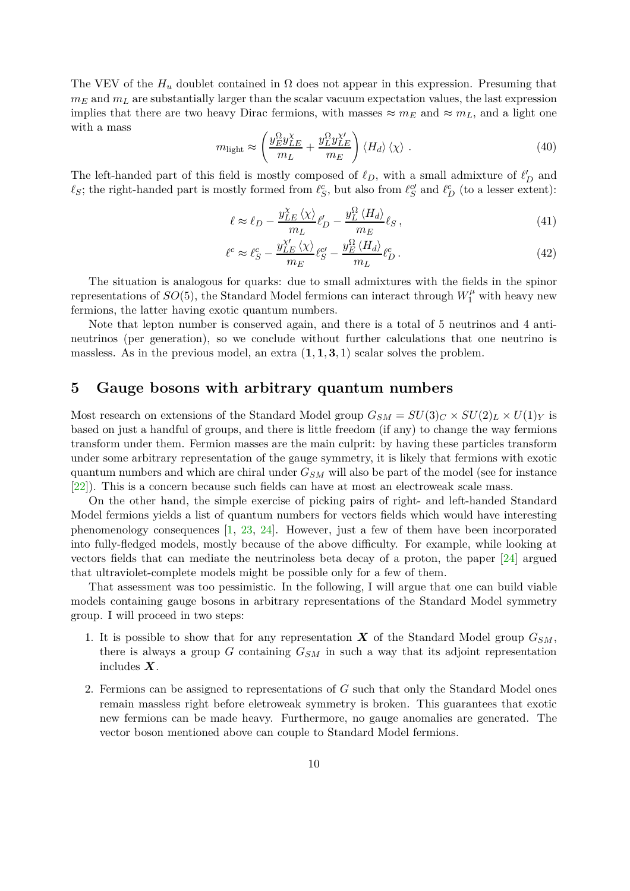The VEV of the $H_u$ doublet contained in $\Omega$ does not appear in this expression. Presuming that $m_E$ and $m_L$ are substantially larger than the scalar vacuum expectation values, the last expression implies that there are two heavy Dirac fermions, with masses $\approx m_E$ and $\approx m_L$, and a light one with a mass

$$m_{\text{light}} \approx \left( \frac{y_E^{\Omega} y_{LE}^{\chi}}{m_L} + \frac{y_L^{\Omega} y_{LE}^{\chi\prime}}{m_E} \right) \langle H_d \rangle \langle \chi \rangle \, . \tag{40}$$

The left-handed part of this field is mostly composed of $\ell_D$, with a small admixture of $\ell_D'$ and $\ell_S$; the right-handed part is mostly formed from $\ell_S^c$, but also from $\ell_S^{c\prime}$ and $\ell_D^c$ (to a lesser extent):

$$\ell \approx \ell_D - \frac{y_{LE}^{\chi} \langle \chi \rangle}{m_L} \ell_D' - \frac{y_L^{\Omega} \langle H_d \rangle}{m_E} \ell_S \, , \tag{41}$$

$$\ell^c \approx \ell_S^c - \frac{y_{LE}^{\chi\prime} \langle \chi \rangle}{m_E} \ell_S^{c\prime} - \frac{y_E^{\Omega} \langle H_d \rangle}{m_L} \ell_D^c \, . \tag{42}$$

The situation is analogous for quarks: due to small admixtures with the fields in the spinor representations of $SO(5)$, the Standard Model fermions can interact through $W_1^{\mu}$ with heavy new fermions, the latter having exotic quantum numbers.

Note that lepton number is conserved again, and there is a total of 5 neutrinos and 4 anti-neutrinos (per generation), so we conclude without further calculations that one neutrino is massless. As in the previous model, an extra $(\mathbf{1}, \mathbf{1}, \mathbf{3}, 1)$ scalar solves the problem.

## 5 Gauge bosons with arbitrary quantum numbers

Most research on extensions of the Standard Model group $G_{SM} = SU(3)_C \times SU(2)_L \times U(1)_Y$ is based on just a handful of groups, and there is little freedom (if any) to change the way fermions transform under them. Fermion masses are the main culprit: by having these particles transform under some arbitrary representation of the gauge symmetry, it is likely that fermions with exotic quantum numbers and which are chiral under $G_{SM}$ will also be part of the model (see for instance [22]). This is a concern because such fields can have at most an electroweak scale mass.

On the other hand, the simple exercise of picking pairs of right- and left-handed Standard Model fermions yields a list of quantum numbers for vectors fields which would have interesting phenomenology consequences [1, 23, 24]. However, just a few of them have been incorporated into fully-fledged models, mostly because of the above difficulty. For example, while looking at vectors fields that can mediate the neutrinoless beta decay of a proton, the paper [24] argued that ultraviolet-complete models might be possible only for a few of them.

That assessment was too pessimistic. In the following, I will argue that one can build viable models containing gauge bosons in arbitrary representations of the Standard Model symmetry group. I will proceed in two steps:

1. It is possible to show that for any representation $\boldsymbol{X}$ of the Standard Model group $G_{SM}$, there is always a group $G$ containing $G_{SM}$ in such a way that its adjoint representation includes $\boldsymbol{X}$.
2. Fermions can be assigned to representations of $G$ such that only the Standard Model ones remain massless right before eletroweak symmetry is broken. This guarantees that exotic new fermions can be made heavy. Furthermore, no gauge anomalies are generated. The vector boson mentioned above can couple to Standard Model fermions.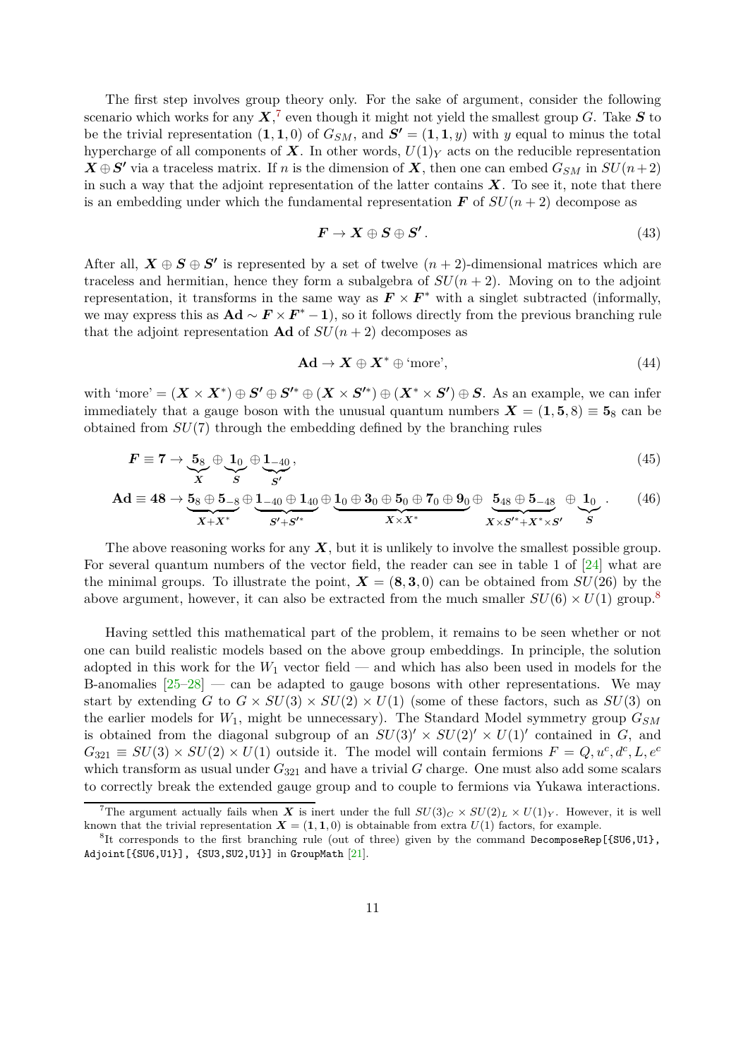The first step involves group theory only. For the sake of argument, consider the following scenario which works for any $\boldsymbol{X}$,[7] even though it might not yield the smallest group $G$. Take $\boldsymbol{S}$ to be the trivial representation $(\mathbf{1},\mathbf{1},0)$ of $G_{SM}$, and $\boldsymbol{S'}=(\mathbf{1},\mathbf{1},y)$ with $y$ equal to minus the total hypercharge of all components of $\boldsymbol{X}$. In other words, $U(1)_Y$ acts on the reducible representation $\boldsymbol{X}\oplus\boldsymbol{S'}$ via a traceless matrix. If $n$ is the dimension of $\boldsymbol{X}$, then one can embed $G_{SM}$ in $SU(n+2)$ in such a way that the adjoint representation of the latter contains $\boldsymbol{X}$. To see it, note that there is an embedding under which the fundamental representation $\boldsymbol{F}$ of $SU(n+2)$ decompose as

$$\boldsymbol{F}\rightarrow\boldsymbol{X}\oplus\boldsymbol{S}\oplus\boldsymbol{S'}\,. \tag{43}$$

After all, $\boldsymbol{X}\oplus\boldsymbol{S}\oplus\boldsymbol{S'}$ is represented by a set of twelve $(n+2)$-dimensional matrices which are traceless and hermitian, hence they form a subalgebra of $SU(n+2)$. Moving on to the adjoint representation, it transforms in the same way as $\boldsymbol{F}\times\boldsymbol{F}^*$ with a singlet subtracted (informally, we may express this as $\mathbf{Ad}\sim\boldsymbol{F}\times\boldsymbol{F}^*-\mathbf{1}$), so it follows directly from the previous branching rule that the adjoint representation $\mathbf{Ad}$ of $SU(n+2)$ decomposes as

$$\mathbf{Ad}\rightarrow\boldsymbol{X}\oplus\boldsymbol{X}^*\oplus\text{'more'}, \tag{44}$$

with 'more' $=(\boldsymbol{X}\times\boldsymbol{X}^*)\oplus\boldsymbol{S'}\oplus\boldsymbol{S'^*}\oplus(\boldsymbol{X}\times\boldsymbol{S'^*})\oplus(\boldsymbol{X}^*\times\boldsymbol{S'})\oplus\boldsymbol{S}$. As an example, we can infer immediately that a gauge boson with the unusual quantum numbers $\boldsymbol{X}=(\mathbf{1},\mathbf{5},8)\equiv\mathbf{5}_8$ can be obtained from $SU(7)$ through the embedding defined by the branching rules

$$\boldsymbol{F}\equiv\mathbf{7}\rightarrow\underbrace{\mathbf{5}_8}_{\boldsymbol{X}}\oplus\underbrace{\mathbf{1}_0}_{\boldsymbol{S}}\oplus\underbrace{\mathbf{1}_{-40}}_{\boldsymbol{S'}}, \tag{45}$$

$$\mathbf{Ad}\equiv\mathbf{48}\rightarrow\underbrace{\mathbf{5}_8\oplus\mathbf{5}_{-8}}_{\boldsymbol{X}+\boldsymbol{X}^*}\oplus\underbrace{\mathbf{1}_{-40}\oplus\mathbf{1}_{40}}_{\boldsymbol{S'}+\boldsymbol{S'^*}}\oplus\underbrace{\mathbf{1}_0\oplus\mathbf{3}_0\oplus\mathbf{5}_0\oplus\mathbf{7}_0\oplus\mathbf{9}_0}_{\boldsymbol{X}\times\boldsymbol{X}^*}\oplus\underbrace{\mathbf{5}_{48}\oplus\mathbf{5}_{-48}}_{\boldsymbol{X}\times\boldsymbol{S'^*}+\boldsymbol{X}^*\times\boldsymbol{S'}}\oplus\underbrace{\mathbf{1}_0}_{\boldsymbol{S}}\,. \tag{46}$$

The above reasoning works for any $\boldsymbol{X}$, but it is unlikely to involve the smallest possible group. For several quantum numbers of the vector field, the reader can see in table 1 of [24] what are the minimal groups. To illustrate the point, $\boldsymbol{X}=(\mathbf{8},\mathbf{3},0)$ can be obtained from $SU(26)$ by the above argument, however, it can also be extracted from the much smaller $SU(6)\times U(1)$ group.[8]

Having settled this mathematical part of the problem, it remains to be seen whether or not one can build realistic models based on the above group embeddings. In principle, the solution adopted in this work for the $W_1$ vector field — and which has also been used in models for the B-anomalies [25–28] — can be adapted to gauge bosons with other representations. We may start by extending $G$ to $G\times SU(3)\times SU(2)\times U(1)$ (some of these factors, such as $SU(3)$ on the earlier models for $W_1$, might be unnecessary). The Standard Model symmetry group $G_{SM}$ is obtained from the diagonal subgroup of an $SU(3)'\times SU(2)'\times U(1)'$ contained in $G$, and $G_{321}\equiv SU(3)\times SU(2)\times U(1)$ outside it. The model will contain fermions $F=Q,u^c,d^c,L,e^c$ which transform as usual under $G_{321}$ and have a trivial $G$ charge. One must also add some scalars to correctly break the extended gauge group and to couple to fermions via Yukawa interactions.

[7] The argument actually fails when $\boldsymbol{X}$ is inert under the full $SU(3)_C\times SU(2)_L\times U(1)_Y$. However, it is well known that the trivial representation $\boldsymbol{X}=(\mathbf{1},\mathbf{1},0)$ is obtainable from extra $U(1)$ factors, for example.

[8] It corresponds to the first branching rule (out of three) given by the command `DecomposeRep[{SU6,U1}, Adjoint[{SU6,U1}], {SU3,SU2,U1}]` in `GroupMath` [21].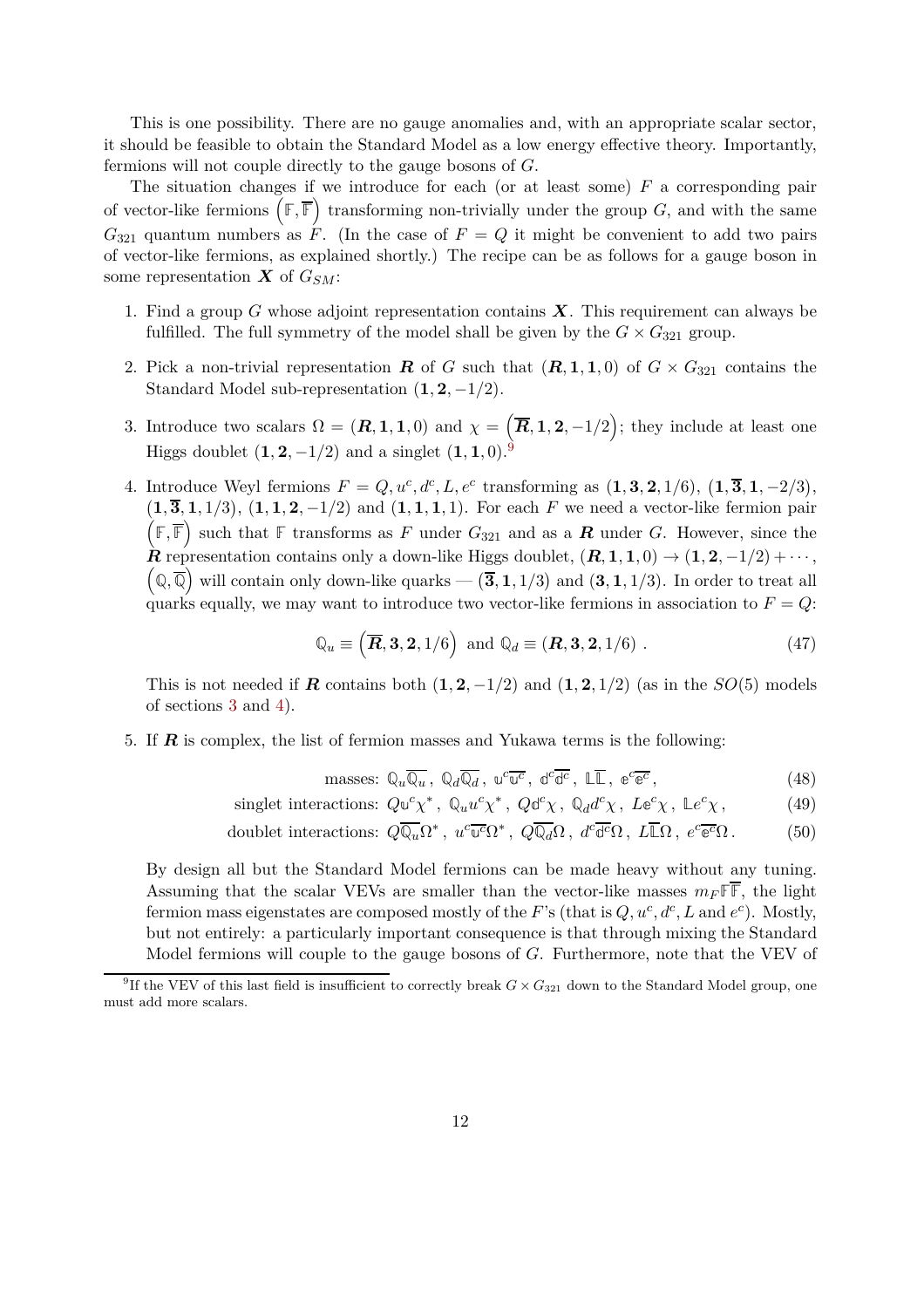This is one possibility. There are no gauge anomalies and, with an appropriate scalar sector, it should be feasible to obtain the Standard Model as a low energy effective theory. Importantly, fermions will not couple directly to the gauge bosons of $G$.

The situation changes if we introduce for each (or at least some) $F$ a corresponding pair of vector-like fermions $\left(\mathbb{F},\overline{\mathbb{F}}\right)$ transforming non-trivially under the group $G$, and with the same $G_{321}$ quantum numbers as $F$. (In the case of $F=Q$ it might be convenient to add two pairs of vector-like fermions, as explained shortly.) The recipe can be as follows for a gauge boson in some representation $\boldsymbol{X}$ of $G_{SM}$:

1. Find a group $G$ whose adjoint representation contains $\boldsymbol{X}$. This requirement can always be fulfilled. The full symmetry of the model shall be given by the $G\times G_{321}$ group.
2. Pick a non-trivial representation $\boldsymbol{R}$ of $G$ such that $(\boldsymbol{R},\boldsymbol{1},\boldsymbol{1},0)$ of $G\times G_{321}$ contains the Standard Model sub-representation $(\boldsymbol{1},\boldsymbol{2},-1/2)$.
3. Introduce two scalars $\Omega=(\boldsymbol{R},\boldsymbol{1},\boldsymbol{1},0)$ and $\chi=\left(\overline{\boldsymbol{R}},\boldsymbol{1},\boldsymbol{2},-1/2\right)$; they include at least one Higgs doublet $(\boldsymbol{1},\boldsymbol{2},-1/2)$ and a singlet $(\boldsymbol{1},\boldsymbol{1},0)$.[9]
4. Introduce Weyl fermions $F=Q,u^c,d^c,L,e^c$ transforming as $(\boldsymbol{1},\boldsymbol{3},\boldsymbol{2},1/6)$, $(\boldsymbol{1},\overline{\boldsymbol{3}},\boldsymbol{1},-2/3)$, $(\boldsymbol{1},\overline{\boldsymbol{3}},\boldsymbol{1},1/3)$, $(\boldsymbol{1},\boldsymbol{1},\boldsymbol{2},-1/2)$ and $(\boldsymbol{1},\boldsymbol{1},\boldsymbol{1},1)$. For each $F$ we need a vector-like fermion pair $\left(\mathbb{F},\overline{\mathbb{F}}\right)$ such that $\mathbb{F}$ transforms as $F$ under $G_{321}$ and as a $\boldsymbol{R}$ under $G$. However, since the $\boldsymbol{R}$ representation contains only a down-like Higgs doublet, $(\boldsymbol{R},\boldsymbol{1},\boldsymbol{1},0)\rightarrow(\boldsymbol{1},\boldsymbol{2},-1/2)+\cdots$, $\left(\mathbb{Q},\overline{\mathbb{Q}}\right)$ will contain only down-like quarks — $(\overline{\boldsymbol{3}},\boldsymbol{1},1/3)$ and $(\boldsymbol{3},\boldsymbol{1},1/3)$. In order to treat all quarks equally, we may want to introduce two vector-like fermions in association to $F=Q$:
$$\mathbb{Q}_u\equiv\left(\overline{\boldsymbol{R}},\boldsymbol{3},\boldsymbol{2},1/6\right)\text{ and }\mathbb{Q}_d\equiv(\boldsymbol{R},\boldsymbol{3},\boldsymbol{2},1/6)\;. \tag{47}$$
This is not needed if $\boldsymbol{R}$ contains both $(\boldsymbol{1},\boldsymbol{2},-1/2)$ and $(\boldsymbol{1},\boldsymbol{2},1/2)$ (as in the $SO(5)$ models of sections 3 and 4).
5. If $\boldsymbol{R}$ is complex, the list of fermion masses and Yukawa terms is the following:
$$\text{masses: }\mathbb{Q}_u\overline{\mathbb{Q}_u}\,,\;\mathbb{Q}_d\overline{\mathbb{Q}_d}\,,\;\mathbb{u}^c\overline{\mathbb{u}^c}\,,\;\mathbb{d}^c\overline{\mathbb{d}^c}\,,\;\mathbb{L}\overline{\mathbb{L}}\,,\;\mathbb{e}^c\overline{\mathbb{e}^c}\,, \tag{48}$$
$$\text{singlet interactions: }Q\mathbb{u}^c\chi^*\,,\;\mathbb{Q}_u u^c\chi^*\,,\;Q\mathbb{d}^c\chi\,,\;\mathbb{Q}_d d^c\chi\,,\;L\mathbb{e}^c\chi\,,\;\mathbb{L}e^c\chi\,, \tag{49}$$
$$\text{doublet interactions: }Q\overline{\mathbb{Q}_u}\Omega^*\,,\;u^c\overline{\mathbb{u}^c}\Omega^*\,,\;Q\overline{\mathbb{Q}_d}\Omega\,,\;d^c\overline{\mathbb{d}^c}\Omega\,,\;L\overline{\mathbb{L}}\Omega\,,\;e^c\overline{\mathbb{e}^c}\Omega\,. \tag{50}$$
By design all but the Standard Model fermions can be made heavy without any tuning. Assuming that the scalar VEVs are smaller than the vector-like masses $m_F\mathbb{F}\overline{\mathbb{F}}$, the light fermion mass eigenstates are composed mostly of the $F$'s (that is $Q,u^c,d^c,L$ and $e^c$). Mostly, but not entirely: a particularly important consequence is that through mixing the Standard Model fermions will couple to the gauge bosons of $G$. Furthermore, note that the VEV of

[9] If the VEV of this last field is insufficient to correctly break $G\times G_{321}$ down to the Standard Model group, one must add more scalars.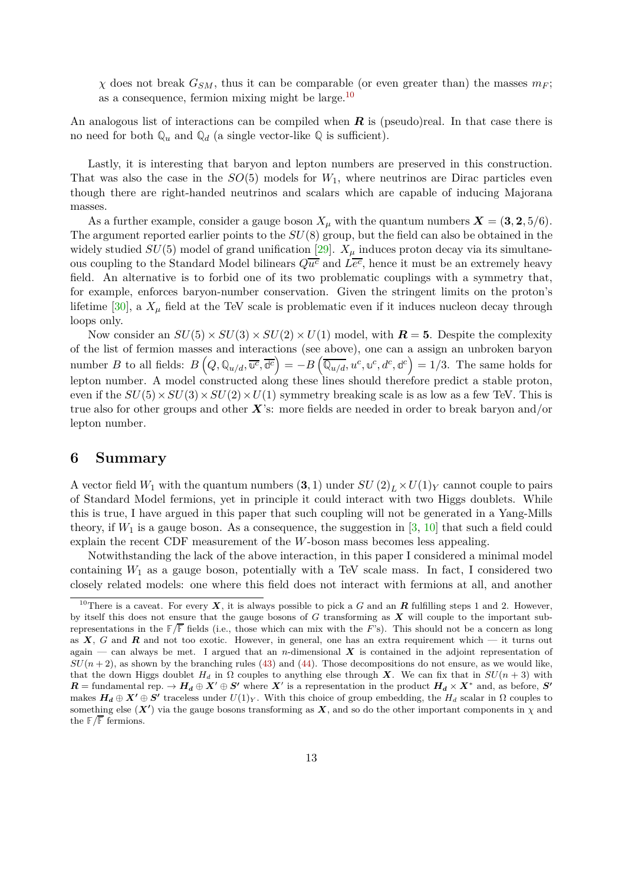$\chi$ does not break $G_{SM}$, thus it can be comparable (or even greater than) the masses $m_F$; as a consequence, fermion mixing might be large.[10]

An analogous list of interactions can be compiled when $\boldsymbol{R}$ is (pseudo)real. In that case there is no need for both $\mathbb{Q}_u$ and $\mathbb{Q}_d$ (a single vector-like $\mathbb{Q}$ is sufficient).

Lastly, it is interesting that baryon and lepton numbers are preserved in this construction. That was also the case in the $SO(5)$ models for $W_1$, where neutrinos are Dirac particles even though there are right-handed neutrinos and scalars which are capable of inducing Majorana masses.

As a further example, consider a gauge boson $X_\mu$ with the quantum numbers $\boldsymbol{X} = (\boldsymbol{3}, \boldsymbol{2}, 5/6)$. The argument reported earlier points to the $SU(8)$ group, but the field can also be obtained in the widely studied $SU(5)$ model of grand unification [29]. $X_\mu$ induces proton decay via its simultaneous coupling to the Standard Model bilinears $Q\overline{u^c}$ and $L\overline{e^c}$, hence it must be an extremely heavy field. An alternative is to forbid one of its two problematic couplings with a symmetry that, for example, enforces baryon-number conservation. Given the stringent limits on the proton's lifetime [30], a $X_\mu$ field at the TeV scale is problematic even if it induces nucleon decay through loops only.

Now consider an $SU(5) \times SU(3) \times SU(2) \times U(1)$ model, with $\boldsymbol{R} = \boldsymbol{5}$. Despite the complexity of the list of fermion masses and interactions (see above), one can a assign an unbroken baryon number $B$ to all fields: $B\left(Q, \mathbb{Q}_{u/d}, \overline{\mathbb{u}^c}, \overline{\mathbb{d}^c}\right) = -B\left(\overline{\mathbb{Q}_{u/d}}, u^c, \mathbb{u}^c, d^c, \mathbb{d}^c\right) = 1/3$. The same holds for lepton number. A model constructed along these lines should therefore predict a stable proton, even if the $SU(5) \times SU(3) \times SU(2) \times U(1)$ symmetry breaking scale is as low as a few TeV. This is true also for other groups and other $\boldsymbol{X}$'s: more fields are needed in order to break baryon and/or lepton number.

## 6 Summary

A vector field $W_1$ with the quantum numbers $(\boldsymbol{3}, 1)$ under $SU(2)_L \times U(1)_Y$ cannot couple to pairs of Standard Model fermions, yet in principle it could interact with two Higgs doublets. While this is true, I have argued in this paper that such coupling will not be generated in a Yang-Mills theory, if $W_1$ is a gauge boson. As a consequence, the suggestion in [3, 10] that such a field could explain the recent CDF measurement of the $W$-boson mass becomes less appealing.

Notwithstanding the lack of the above interaction, in this paper I considered a minimal model containing $W_1$ as a gauge boson, potentially with a TeV scale mass. In fact, I considered two closely related models: one where this field does not interact with fermions at all, and another

---

[10] There is a caveat. For every $\boldsymbol{X}$, it is always possible to pick a $G$ and an $\boldsymbol{R}$ fulfilling steps 1 and 2. However, by itself this does not ensure that the gauge bosons of $G$ transforming as $\boldsymbol{X}$ will couple to the important sub-representations in the $\mathbb{F}/\overline{\mathbb{F}}$ fields (i.e., those which can mix with the $F$'s). This should not be a concern as long as $\boldsymbol{X}$, $G$ and $\boldsymbol{R}$ and not too exotic. However, in general, one has an extra requirement which — it turns out again — can always be met. I argued that an $n$-dimensional $\boldsymbol{X}$ is contained in the adjoint representation of $SU(n+2)$, as shown by the branching rules (43) and (44). Those decompositions do not ensure, as we would like, that the down Higgs doublet $H_d$ in $\Omega$ couples to anything else through $\boldsymbol{X}$. We can fix that in $SU(n+3)$ with $\boldsymbol{R} =$ fundamental rep. $\rightarrow \boldsymbol{H_d} \oplus \boldsymbol{X'} \oplus \boldsymbol{S'}$ where $\boldsymbol{X'}$ is a representation in the product $\boldsymbol{H_d} \times \boldsymbol{X}^*$ and, as before, $\boldsymbol{S'}$ makes $\boldsymbol{H_d} \oplus \boldsymbol{X'} \oplus \boldsymbol{S'}$ traceless under $U(1)_Y$. With this choice of group embedding, the $H_d$ scalar in $\Omega$ couples to something else ($\boldsymbol{X'}$) via the gauge bosons transforming as $\boldsymbol{X}$, and so do the other important components in $\chi$ and the $\mathbb{F}/\overline{\mathbb{F}}$ fermions.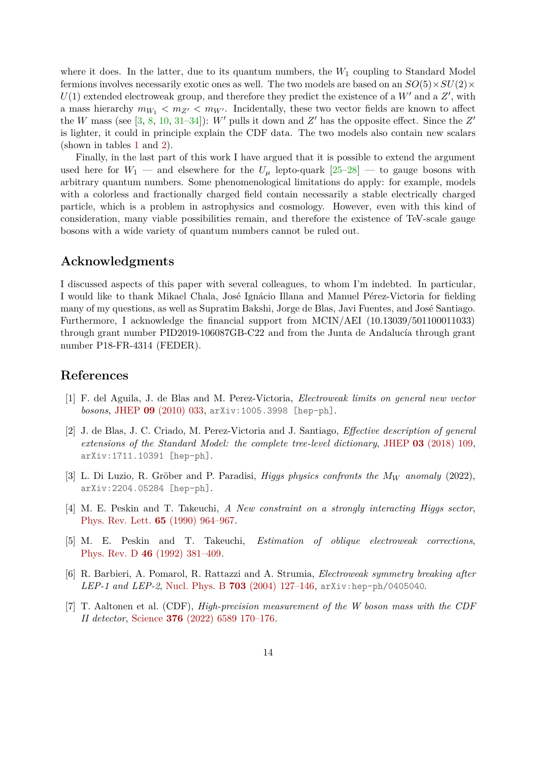where it does. In the latter, due to its quantum numbers, the $W_1$ coupling to Standard Model fermions involves necessarily exotic ones as well. The two models are based on an $SO(5)\times SU(2)\times U(1)$ extended electroweak group, and therefore they predict the existence of a $W'$ and a $Z'$, with a mass hierarchy $m_{W_1} < m_{Z'} < m_{W'}$. Incidentally, these two vector fields are known to affect the $W$ mass (see [3, 8, 10, 31–34]): $W'$ pulls it down and $Z'$ has the opposite effect. Since the $Z'$ is lighter, it could in principle explain the CDF data. The two models also contain new scalars (shown in tables 1 and 2).

Finally, in the last part of this work I have argued that it is possible to extend the argument used here for $W_1$ — and elsewhere for the $U_\mu$ lepto-quark [25–28] — to gauge bosons with arbitrary quantum numbers. Some phenomenological limitations do apply: for example, models with a colorless and fractionally charged field contain necessarily a stable electrically charged particle, which is a problem in astrophysics and cosmology. However, even with this kind of consideration, many viable possibilities remain, and therefore the existence of TeV-scale gauge bosons with a wide variety of quantum numbers cannot be ruled out.

## Acknowledgments

I discussed aspects of this paper with several colleagues, to whom I'm indebted. In particular, I would like to thank Mikael Chala, José Ignácio Illana and Manuel Pérez-Victoria for fielding many of my questions, as well as Supratim Bakshi, Jorge de Blas, Javi Fuentes, and José Santiago. Furthermore, I acknowledge the financial support from MCIN/AEI (10.13039/501100011033) through grant number PID2019-106087GB-C22 and from the Junta de Andalucía through grant number P18-FR-4314 (FEDER).

## References

[1] F. del Aguila, J. de Blas and M. Perez-Victoria, *Electroweak limits on general new vector bosons*, JHEP **09** (2010) 033, arXiv:1005.3998 [hep-ph].

[2] J. de Blas, J. C. Criado, M. Perez-Victoria and J. Santiago, *Effective description of general extensions of the Standard Model: the complete tree-level dictionary*, JHEP **03** (2018) 109, arXiv:1711.10391 [hep-ph].

[3] L. Di Luzio, R. Gröber and P. Paradisi, *Higgs physics confronts the $M_W$ anomaly* (2022), arXiv:2204.05284 [hep-ph].

[4] M. E. Peskin and T. Takeuchi, *A New constraint on a strongly interacting Higgs sector*, Phys. Rev. Lett. **65** (1990) 964–967.

[5] M. E. Peskin and T. Takeuchi, *Estimation of oblique electroweak corrections*, Phys. Rev. D **46** (1992) 381–409.

[6] R. Barbieri, A. Pomarol, R. Rattazzi and A. Strumia, *Electroweak symmetry breaking after LEP-1 and LEP-2*, Nucl. Phys. B **703** (2004) 127–146, arXiv:hep-ph/0405040.

[7] T. Aaltonen et al. (CDF), *High-precision measurement of the W boson mass with the CDF II detector*, Science **376** (2022) 6589 170–176.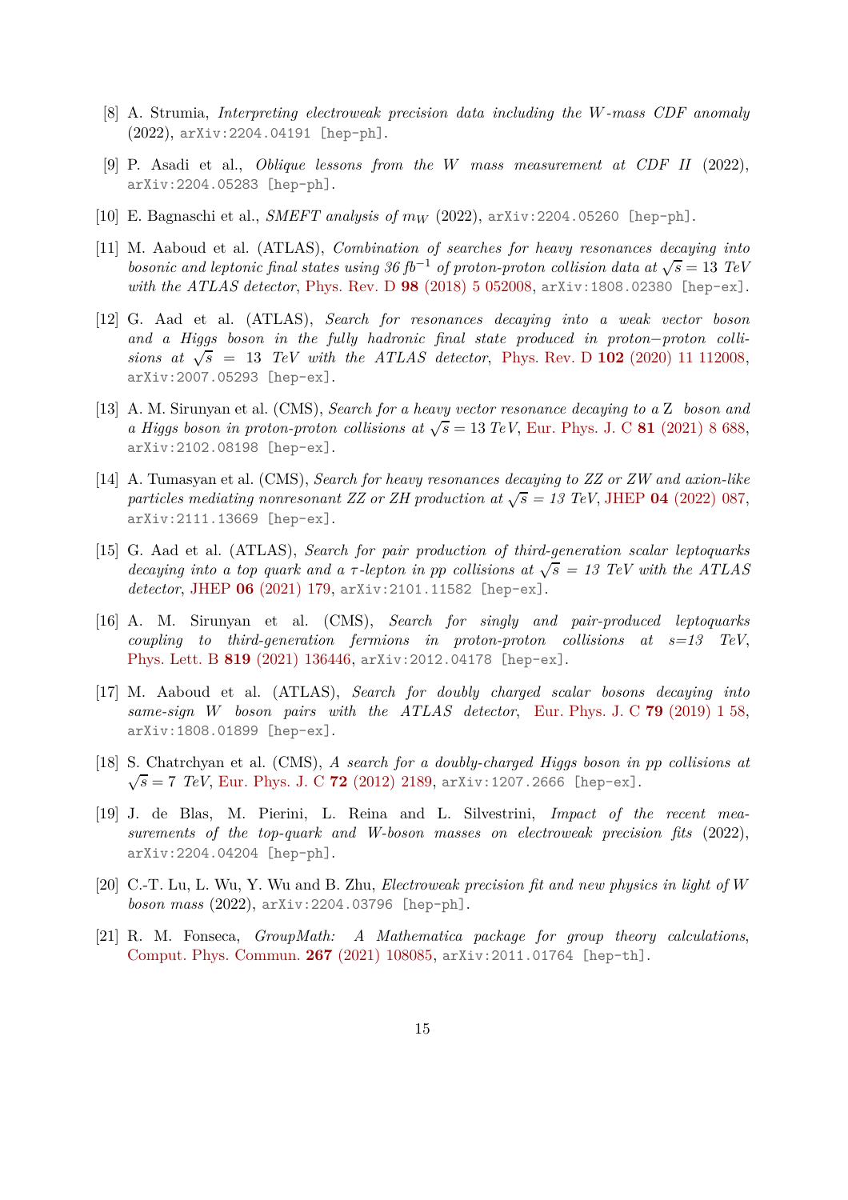[8] A. Strumia, *Interpreting electroweak precision data including the $W$-mass CDF anomaly* (2022), arXiv:2204.04191 [hep-ph].

[9] P. Asadi et al., *Oblique lessons from the $W$ mass measurement at CDF II* (2022), arXiv:2204.05283 [hep-ph].

[10] E. Bagnaschi et al., *SMEFT analysis of $m_W$* (2022), arXiv:2204.05260 [hep-ph].

[11] M. Aaboud et al. (ATLAS), *Combination of searches for heavy resonances decaying into bosonic and leptonic final states using 36 fb$^{-1}$ of proton-proton collision data at $\sqrt{s} = 13$ TeV with the ATLAS detector*, Phys. Rev. D **98** (2018) 5 052008, arXiv:1808.02380 [hep-ex].

[12] G. Aad et al. (ATLAS), *Search for resonances decaying into a weak vector boson and a Higgs boson in the fully hadronic final state produced in proton−proton collisions at $\sqrt{s} = 13$ TeV with the ATLAS detector*, Phys. Rev. D **102** (2020) 11 112008, arXiv:2007.05293 [hep-ex].

[13] A. M. Sirunyan et al. (CMS), *Search for a heavy vector resonance decaying to a Z boson and a Higgs boson in proton-proton collisions at $\sqrt{s} = 13$ TeV*, Eur. Phys. J. C **81** (2021) 8 688, arXiv:2102.08198 [hep-ex].

[14] A. Tumasyan et al. (CMS), *Search for heavy resonances decaying to ZZ or ZW and axion-like particles mediating nonresonant ZZ or ZH production at $\sqrt{s} = 13$ TeV*, JHEP **04** (2022) 087, arXiv:2111.13669 [hep-ex].

[15] G. Aad et al. (ATLAS), *Search for pair production of third-generation scalar leptoquarks decaying into a top quark and a $\tau$-lepton in pp collisions at $\sqrt{s} = 13$ TeV with the ATLAS detector*, JHEP **06** (2021) 179, arXiv:2101.11582 [hep-ex].

[16] A. M. Sirunyan et al. (CMS), *Search for singly and pair-produced leptoquarks coupling to third-generation fermions in proton-proton collisions at s=13 TeV*, Phys. Lett. B **819** (2021) 136446, arXiv:2012.04178 [hep-ex].

[17] M. Aaboud et al. (ATLAS), *Search for doubly charged scalar bosons decaying into same-sign W boson pairs with the ATLAS detector*, Eur. Phys. J. C **79** (2019) 1 58, arXiv:1808.01899 [hep-ex].

[18] S. Chatrchyan et al. (CMS), *A search for a doubly-charged Higgs boson in pp collisions at $\sqrt{s} = 7$ TeV*, Eur. Phys. J. C **72** (2012) 2189, arXiv:1207.2666 [hep-ex].

[19] J. de Blas, M. Pierini, L. Reina and L. Silvestrini, *Impact of the recent measurements of the top-quark and W-boson masses on electroweak precision fits* (2022), arXiv:2204.04204 [hep-ph].

[20] C.-T. Lu, L. Wu, Y. Wu and B. Zhu, *Electroweak precision fit and new physics in light of W boson mass* (2022), arXiv:2204.03796 [hep-ph].

[21] R. M. Fonseca, *GroupMath: A Mathematica package for group theory calculations*, Comput. Phys. Commun. **267** (2021) 108085, arXiv:2011.01764 [hep-th].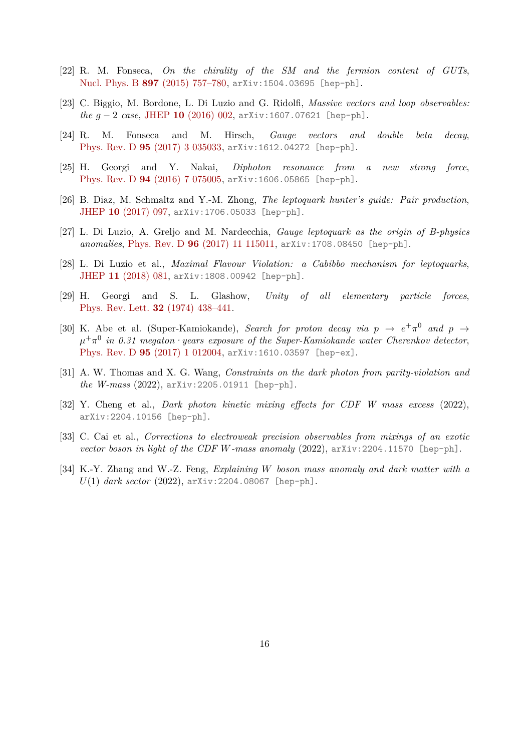[22] R. M. Fonseca, *On the chirality of the SM and the fermion content of GUTs*, Nucl. Phys. B **897** (2015) 757–780, arXiv:1504.03695 [hep-ph].

[23] C. Biggio, M. Bordone, L. Di Luzio and G. Ridolfi, *Massive vectors and loop observables: the $g-2$ case*, JHEP **10** (2016) 002, arXiv:1607.07621 [hep-ph].

[24] R. M. Fonseca and M. Hirsch, *Gauge vectors and double beta decay*, Phys. Rev. D **95** (2017) 3 035033, arXiv:1612.04272 [hep-ph].

[25] H. Georgi and Y. Nakai, *Diphoton resonance from a new strong force*, Phys. Rev. D **94** (2016) 7 075005, arXiv:1606.05865 [hep-ph].

[26] B. Diaz, M. Schmaltz and Y.-M. Zhong, *The leptoquark hunter's guide: Pair production*, JHEP **10** (2017) 097, arXiv:1706.05033 [hep-ph].

[27] L. Di Luzio, A. Greljo and M. Nardecchia, *Gauge leptoquark as the origin of B-physics anomalies*, Phys. Rev. D **96** (2017) 11 115011, arXiv:1708.08450 [hep-ph].

[28] L. Di Luzio et al., *Maximal Flavour Violation: a Cabibbo mechanism for leptoquarks*, JHEP **11** (2018) 081, arXiv:1808.00942 [hep-ph].

[29] H. Georgi and S. L. Glashow, *Unity of all elementary particle forces*, Phys. Rev. Lett. **32** (1974) 438–441.

[30] K. Abe et al. (Super-Kamiokande), *Search for proton decay via $p \to e^+\pi^0$ and $p \to \mu^+\pi^0$ in 0.31 megaton · years exposure of the Super-Kamiokande water Cherenkov detector*, Phys. Rev. D **95** (2017) 1 012004, arXiv:1610.03597 [hep-ex].

[31] A. W. Thomas and X. G. Wang, *Constraints on the dark photon from parity-violation and the W-mass* (2022), arXiv:2205.01911 [hep-ph].

[32] Y. Cheng et al., *Dark photon kinetic mixing effects for CDF W mass excess* (2022), arXiv:2204.10156 [hep-ph].

[33] C. Cai et al., *Corrections to electroweak precision observables from mixings of an exotic vector boson in light of the CDF W-mass anomaly* (2022), arXiv:2204.11570 [hep-ph].

[34] K.-Y. Zhang and W.-Z. Feng, *Explaining W boson mass anomaly and dark matter with a $U(1)$ dark sector* (2022), arXiv:2204.08067 [hep-ph].